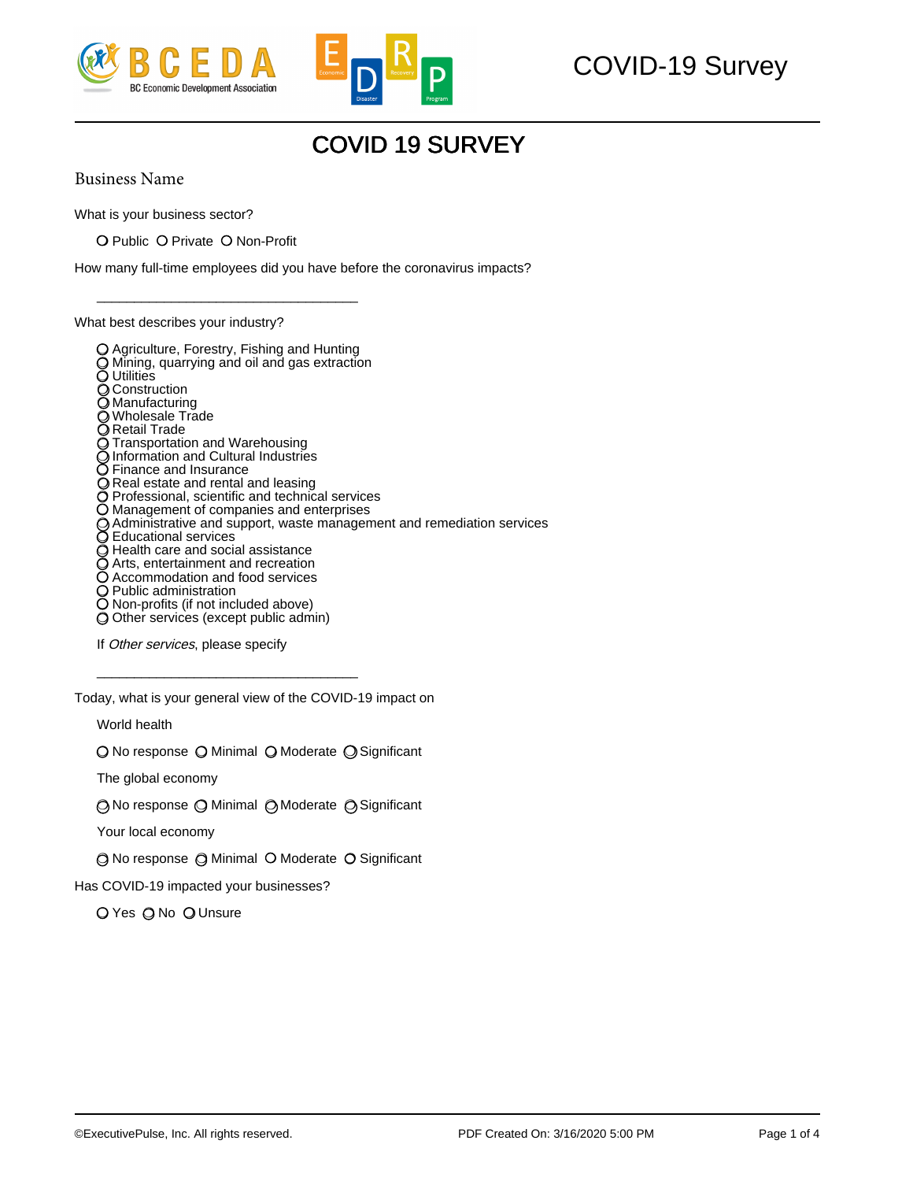# COVID 19 SURVEY

Business Name

What is your business sector?

○ Public ○ Private ○ Non-Profit

How many full-time employees did you have before the coronavirus impacts?

___________________________________

What best describes your industry?

○ Agriculture, Forestry, Fishing and Hunting
○ Mining, quarrying and oil and gas extraction
○ Utilities
○ Construction
○ Manufacturing
○ Wholesale Trade
○ Retail Trade
○ Transportation and Warehousing
○ Information and Cultural Industries
○ Finance and Insurance
○ Real estate and rental and leasing
○ Professional, scientific and technical services
○ Management of companies and enterprises
○ Administrative and support, waste management and remediation services
○ Educational services
○ Health care and social assistance
○ Arts, entertainment and recreation
○ Accommodation and food services
○ Public administration
○ Non-profits (if not included above)
○ Other services (except public admin)

If *Other services*, please specify

___________________________________

Today, what is your general view of the COVID-19 impact on

World health

○ No response ○ Minimal ○ Moderate ○ Significant

The global economy

○ No response ○ Minimal ○ Moderate ○ Significant

Your local economy

○ No response ○ Minimal ○ Moderate ○ Significant

Has COVID-19 impacted your businesses?

○ Yes ○ No ○ Unsure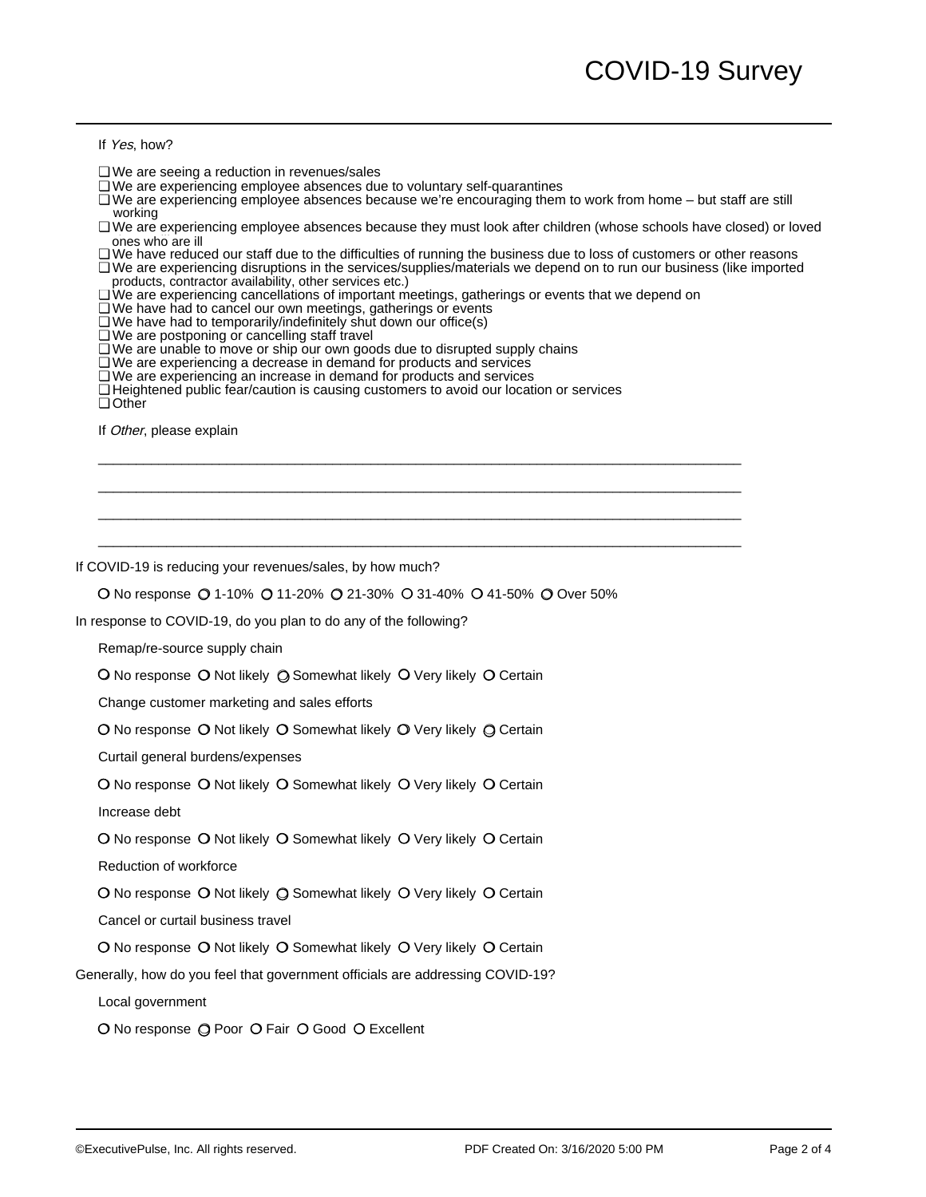If *Yes*, how?

- ❑ We are seeing a reduction in revenues/sales
- ❑ We are experiencing employee absences due to voluntary self-quarantines
- ❑ We are experiencing employee absences because we're encouraging them to work from home – but staff are still working
- ❑ We are experiencing employee absences because they must look after children (whose schools have closed) or loved ones who are ill
- ❑ We have reduced our staff due to the difficulties of running the business due to loss of customers or other reasons
- ❑ We are experiencing disruptions in the services/supplies/materials we depend on to run our business (like imported products, contractor availability, other services etc.)
- ❑ We are experiencing cancellations of important meetings, gatherings or events that we depend on
- ❑ We have had to cancel our own meetings, gatherings or events
- ❑ We have had to temporarily/indefinitely shut down our office(s)
- ❑ We are postponing or cancelling staff travel
- ❑ We are unable to move or ship our own goods due to disrupted supply chains
- ❑ We are experiencing a decrease in demand for products and services
- ❑ We are experiencing an increase in demand for products and services
- ❑ Heightened public fear/caution is causing customers to avoid our location or services
- ❑ Other

If *Other*, please explain

\_\_\_\_\_\_\_\_\_\_\_\_\_\_\_\_\_\_\_\_\_\_\_\_\_\_\_\_\_\_\_\_\_\_\_\_\_\_\_\_\_\_\_\_\_\_\_\_\_\_\_\_\_\_\_\_\_\_\_\_\_\_\_\_\_\_\_\_\_\_\_\_\_\_\_\_

\_\_\_\_\_\_\_\_\_\_\_\_\_\_\_\_\_\_\_\_\_\_\_\_\_\_\_\_\_\_\_\_\_\_\_\_\_\_\_\_\_\_\_\_\_\_\_\_\_\_\_\_\_\_\_\_\_\_\_\_\_\_\_\_\_\_\_\_\_\_\_\_\_\_\_\_

\_\_\_\_\_\_\_\_\_\_\_\_\_\_\_\_\_\_\_\_\_\_\_\_\_\_\_\_\_\_\_\_\_\_\_\_\_\_\_\_\_\_\_\_\_\_\_\_\_\_\_\_\_\_\_\_\_\_\_\_\_\_\_\_\_\_\_\_\_\_\_\_\_\_\_\_

\_\_\_\_\_\_\_\_\_\_\_\_\_\_\_\_\_\_\_\_\_\_\_\_\_\_\_\_\_\_\_\_\_\_\_\_\_\_\_\_\_\_\_\_\_\_\_\_\_\_\_\_\_\_\_\_\_\_\_\_\_\_\_\_\_\_\_\_\_\_\_\_\_\_\_\_

If COVID-19 is reducing your revenues/sales, by how much?

O No response O 1-10% O 11-20% O 21-30% O 31-40% O 41-50% O Over 50%

In response to COVID-19, do you plan to do any of the following?

Remap/re-source supply chain

O No response O Not likely O Somewhat likely O Very likely O Certain

Change customer marketing and sales efforts

O No response O Not likely O Somewhat likely O Very likely O Certain

Curtail general burdens/expenses

O No response O Not likely O Somewhat likely O Very likely O Certain

Increase debt

O No response O Not likely O Somewhat likely O Very likely O Certain

Reduction of workforce

O No response O Not likely O Somewhat likely O Very likely O Certain

Cancel or curtail business travel

O No response O Not likely O Somewhat likely O Very likely O Certain

Generally, how do you feel that government officials are addressing COVID-19?

Local government

O No response O Poor O Fair O Good O Excellent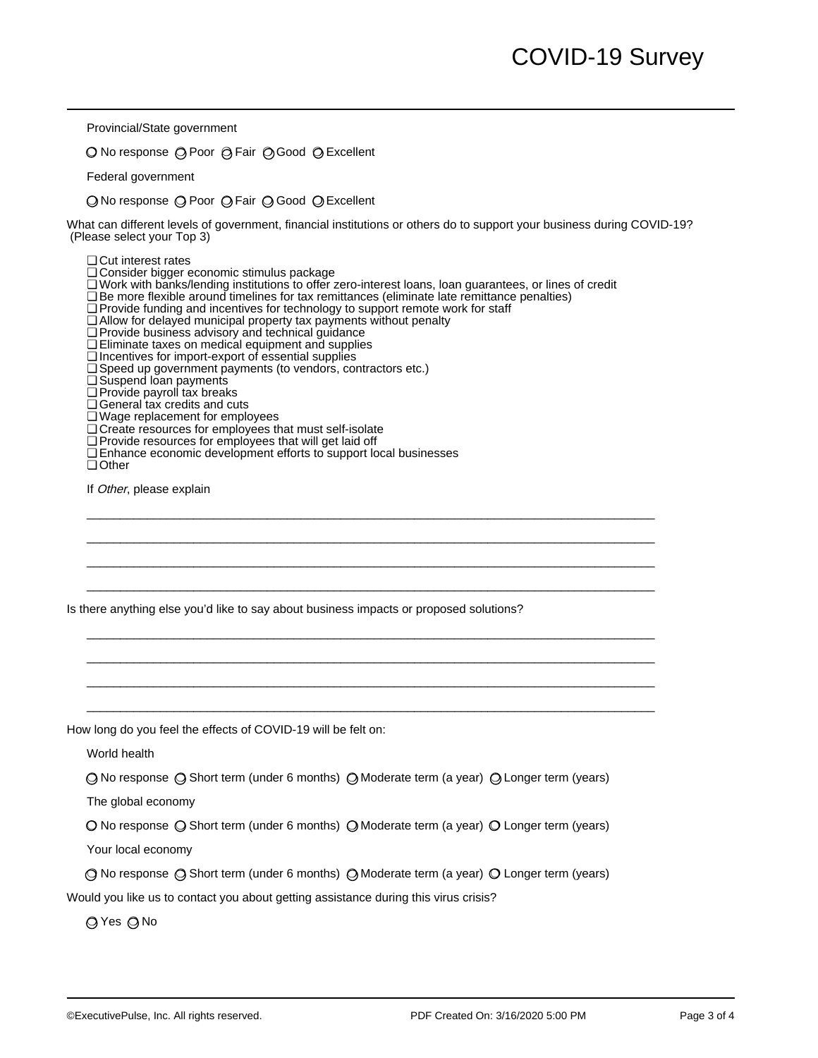Provincial/State government

○ No response ○ Poor ○ Fair ○ Good ○ Excellent

Federal government

○ No response ○ Poor ○ Fair ○ Good ○ Excellent

What can different levels of government, financial institutions or others do to support your business during COVID-19? (Please select your Top 3)

- ☐ Cut interest rates
- ☐ Consider bigger economic stimulus package
- ☐ Work with banks/lending institutions to offer zero-interest loans, loan guarantees, or lines of credit
- ☐ Be more flexible around timelines for tax remittances (eliminate late remittance penalties)
- ☐ Provide funding and incentives for technology to support remote work for staff
- ☐ Allow for delayed municipal property tax payments without penalty
- ☐ Provide business advisory and technical guidance
- ☐ Eliminate taxes on medical equipment and supplies
- ☐ Incentives for import-export of essential supplies
- ☐ Speed up government payments (to vendors, contractors etc.)
- ☐ Suspend loan payments
- ☐ Provide payroll tax breaks
- ☐ General tax credits and cuts
- ☐ Wage replacement for employees
- ☐ Create resources for employees that must self-isolate
- ☐ Provide resources for employees that will get laid off
- ☐ Enhance economic development efforts to support local businesses
- ☐ Other

If *Other*, please explain

_______________________________________________________________________________

_______________________________________________________________________________

_______________________________________________________________________________

_______________________________________________________________________________

Is there anything else you'd like to say about business impacts or proposed solutions?

_______________________________________________________________________________

_______________________________________________________________________________

_______________________________________________________________________________

_______________________________________________________________________________

How long do you feel the effects of COVID-19 will be felt on:

World health

○ No response ○ Short term (under 6 months) ○ Moderate term (a year) ○ Longer term (years)

The global economy

○ No response ○ Short term (under 6 months) ○ Moderate term (a year) ○ Longer term (years)

Your local economy

○ No response ○ Short term (under 6 months) ○ Moderate term (a year) ○ Longer term (years)

Would you like us to contact you about getting assistance during this virus crisis?

○ Yes ○ No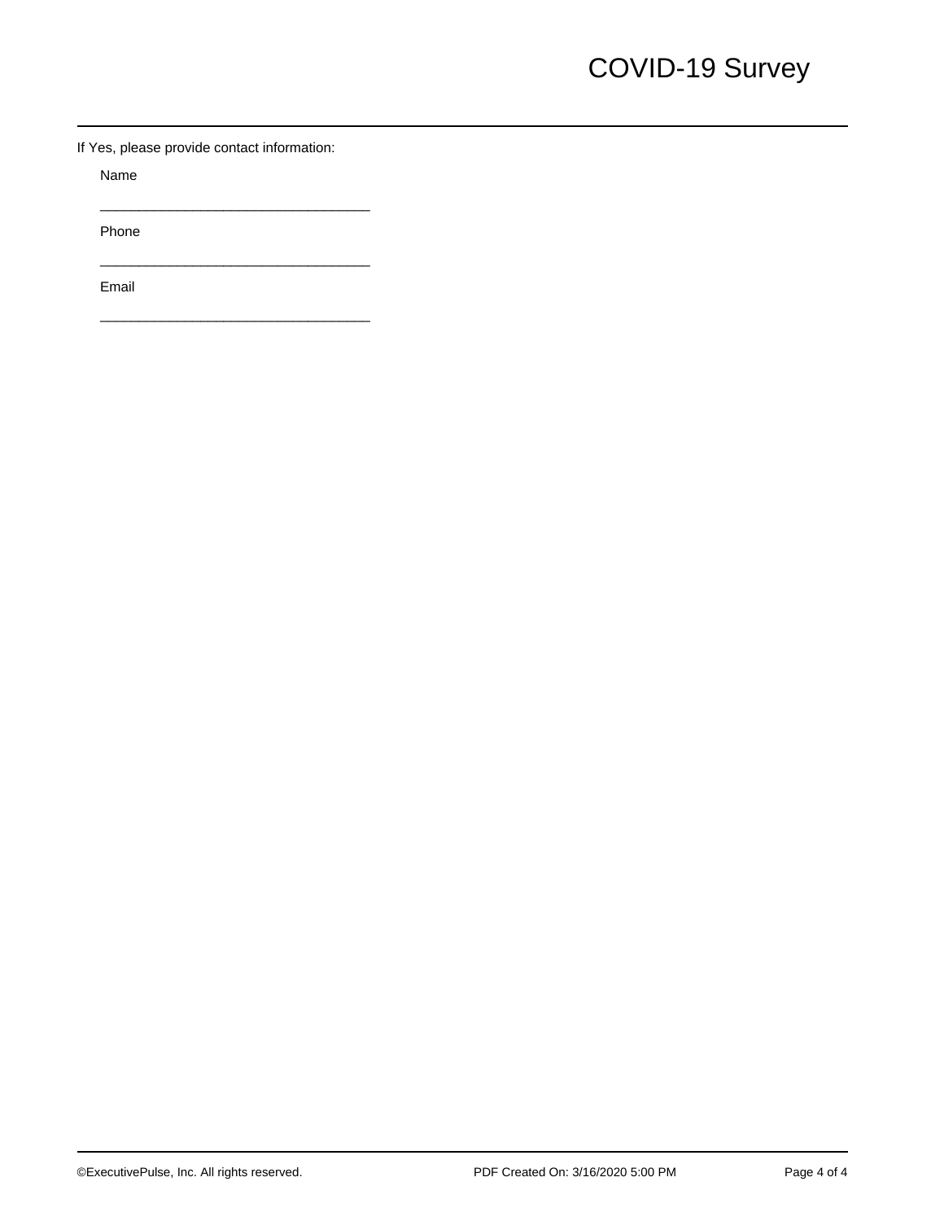If Yes, please provide contact information:

Name

___________________________________

Phone

___________________________________

Email

___________________________________